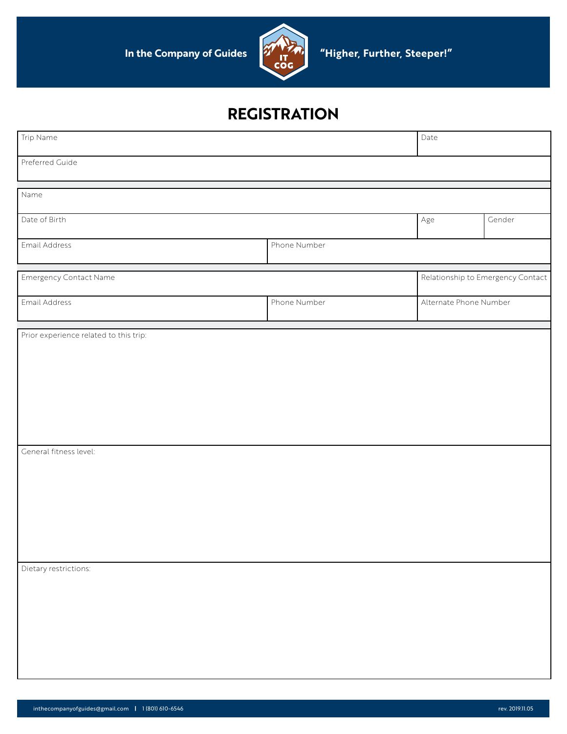In the Company of Guides

IT COG

"Higher, Further, Steeper!"

# REGISTRATION

| Trip Name | Date |
|---|---|
| | |

| Preferred Guide |
|---|
| |

| Name |
|---|
| |

| Date of Birth | Age | Gender |
|---|---|---|
| | | |

| Email Address | Phone Number |
|---|---|
| | |

| Emergency Contact Name | Relationship to Emergency Contact |
|---|---|
| | |

| Email Address | Phone Number | Alternate Phone Number |
|---|---|---|
| | | |

Prior experience related to this trip:

General fitness level:

Dietary restrictions:

inthecompanyofguides@gmail.com | 1 (801) 610-6546

rev. 2019.11.05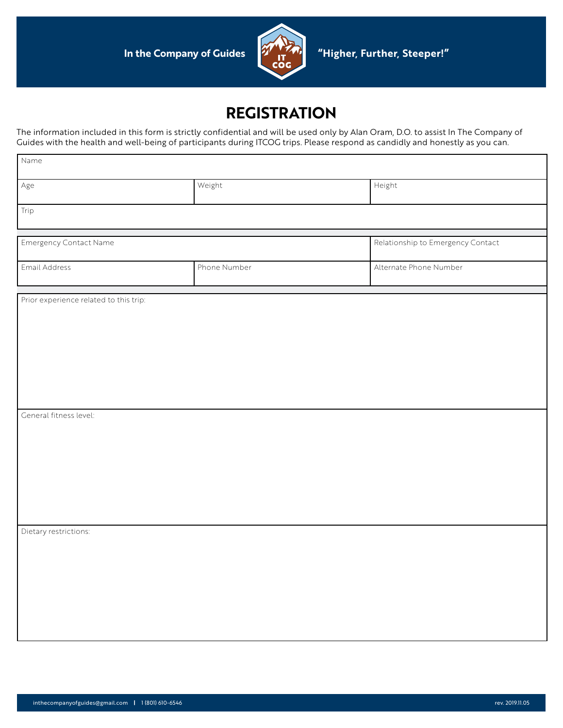In the Company of Guides — "Higher, Further, Steeper!"

# REGISTRATION

The information included in this form is strictly confidential and will be used only by Alan Oram, D.O. to assist In The Company of Guides with the health and well-being of participants during ITCOG trips. Please respond as candidly and honestly as you can.

| Name | | |
|---|---|---|
| Age | Weight | Height |
| Trip | | |

| Emergency Contact Name | | Relationship to Emergency Contact |
|---|---|---|
| Email Address | Phone Number | Alternate Phone Number |

Prior experience related to this trip:

General fitness level:

Dietary restrictions:

inthecompanyofguides@gmail.com | 1 (801) 610-6546

rev. 2019.11.05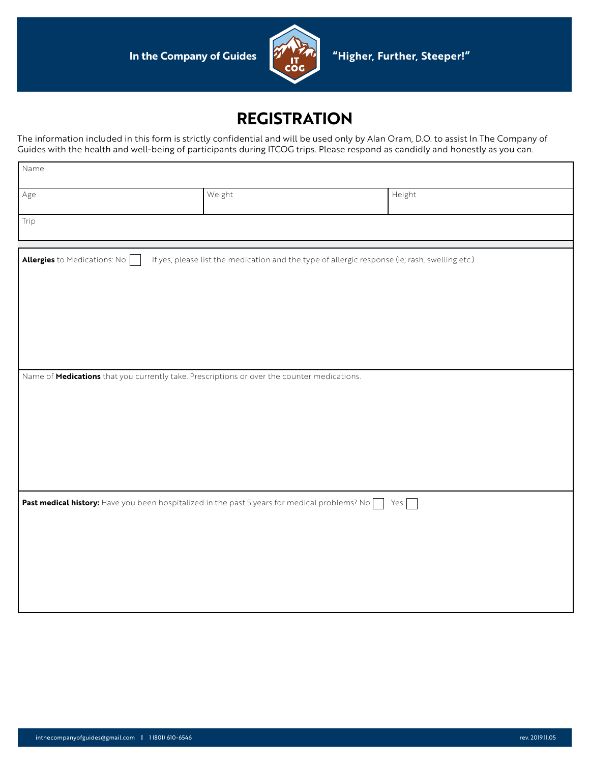In the Company of Guides "Higher, Further, Steeper!"

# REGISTRATION

The information included in this form is strictly confidential and will be used only by Alan Oram, D.O. to assist In The Company of Guides with the health and well-being of participants during ITCOG trips. Please respond as candidly and honestly as you can.

| Name | | |
|---|---|---|
| Age | Weight | Height |
| Trip | | |

**Allergies** to Medications: No ☐ If yes, please list the medication and the type of allergic response (ie; rash, swelling etc.)

Name of **Medications** that you currently take. Prescriptions or over the counter medications.

**Past medical history:** Have you been hospitalized in the past 5 years for medical problems? No ☐ Yes ☐

inthecompanyofguides@gmail.com | 1 (801) 610-6546

rev. 2019.11.05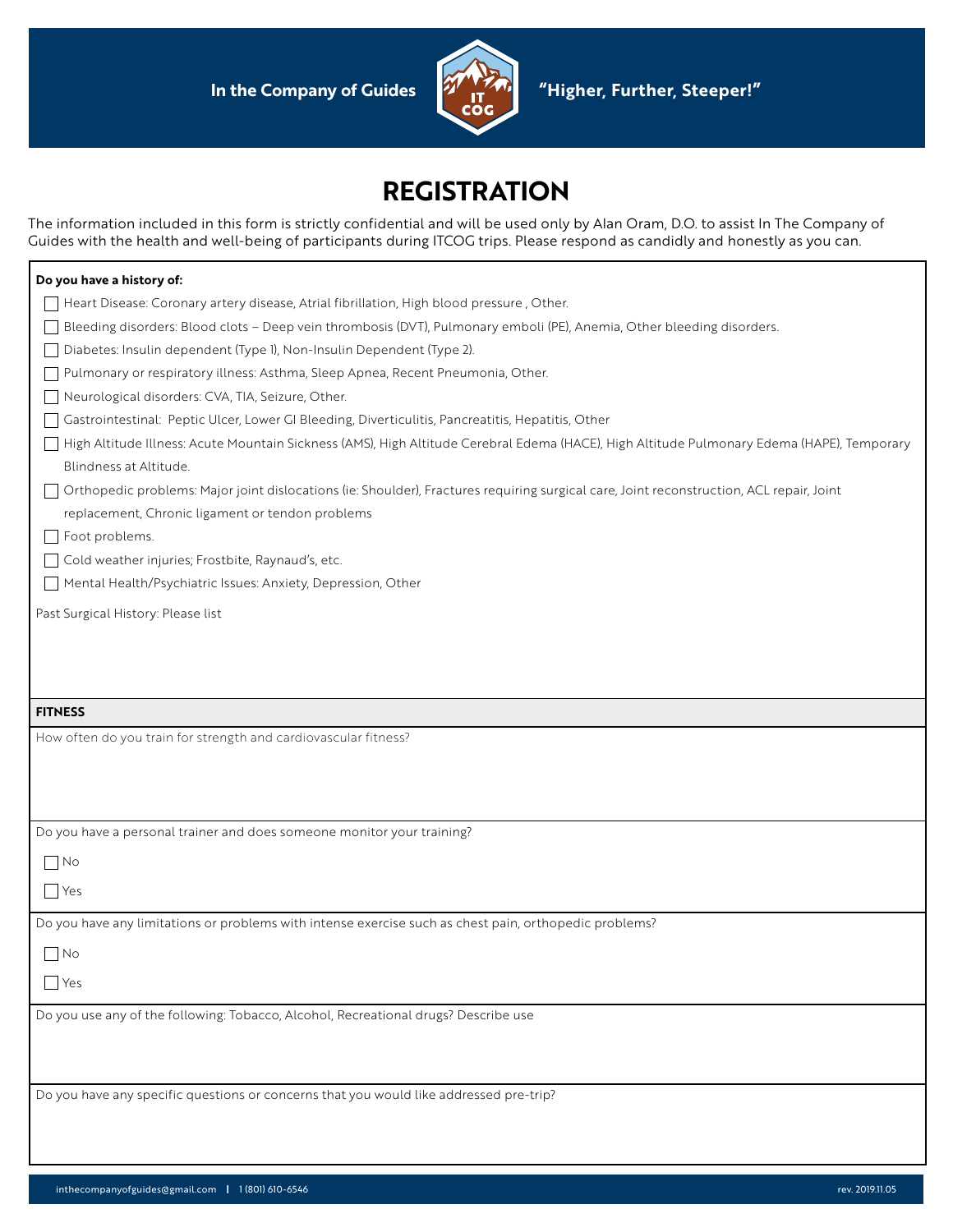In the Company of Guides

"Higher, Further, Steeper!"

# REGISTRATION

The information included in this form is strictly confidential and will be used only by Alan Oram, D.O. to assist In The Company of Guides with the health and well-being of participants during ITCOG trips. Please respond as candidly and honestly as you can.

**Do you have a history of:**

- ☐ Heart Disease: Coronary artery disease, Atrial fibrillation, High blood pressure , Other.
- ☐ Bleeding disorders: Blood clots – Deep vein thrombosis (DVT), Pulmonary emboli (PE), Anemia, Other bleeding disorders.
- ☐ Diabetes: Insulin dependent (Type 1), Non-Insulin Dependent (Type 2).
- ☐ Pulmonary or respiratory illness: Asthma, Sleep Apnea, Recent Pneumonia, Other.
- ☐ Neurological disorders: CVA, TIA, Seizure, Other.
- ☐ Gastrointestinal: Peptic Ulcer, Lower GI Bleeding, Diverticulitis, Pancreatitis, Hepatitis, Other
- ☐ High Altitude Illness: Acute Mountain Sickness (AMS), High Altitude Cerebral Edema (HACE), High Altitude Pulmonary Edema (HAPE), Temporary Blindness at Altitude.
- ☐ Orthopedic problems: Major joint dislocations (ie: Shoulder), Fractures requiring surgical care, Joint reconstruction, ACL repair, Joint replacement, Chronic ligament or tendon problems
- ☐ Foot problems.
- ☐ Cold weather injuries; Frostbite, Raynaud's, etc.
- ☐ Mental Health/Psychiatric Issues: Anxiety, Depression, Other

Past Surgical History: Please list

**FITNESS**

How often do you train for strength and cardiovascular fitness?

Do you have a personal trainer and does someone monitor your training?

- ☐ No
- ☐ Yes

Do you have any limitations or problems with intense exercise such as chest pain, orthopedic problems?

- ☐ No
- ☐ Yes

Do you use any of the following: Tobacco, Alcohol, Recreational drugs? Describe use

Do you have any specific questions or concerns that you would like addressed pre-trip?

inthecompanyofguides@gmail.com | 1 (801) 610-6546 rev. 2019.11.05